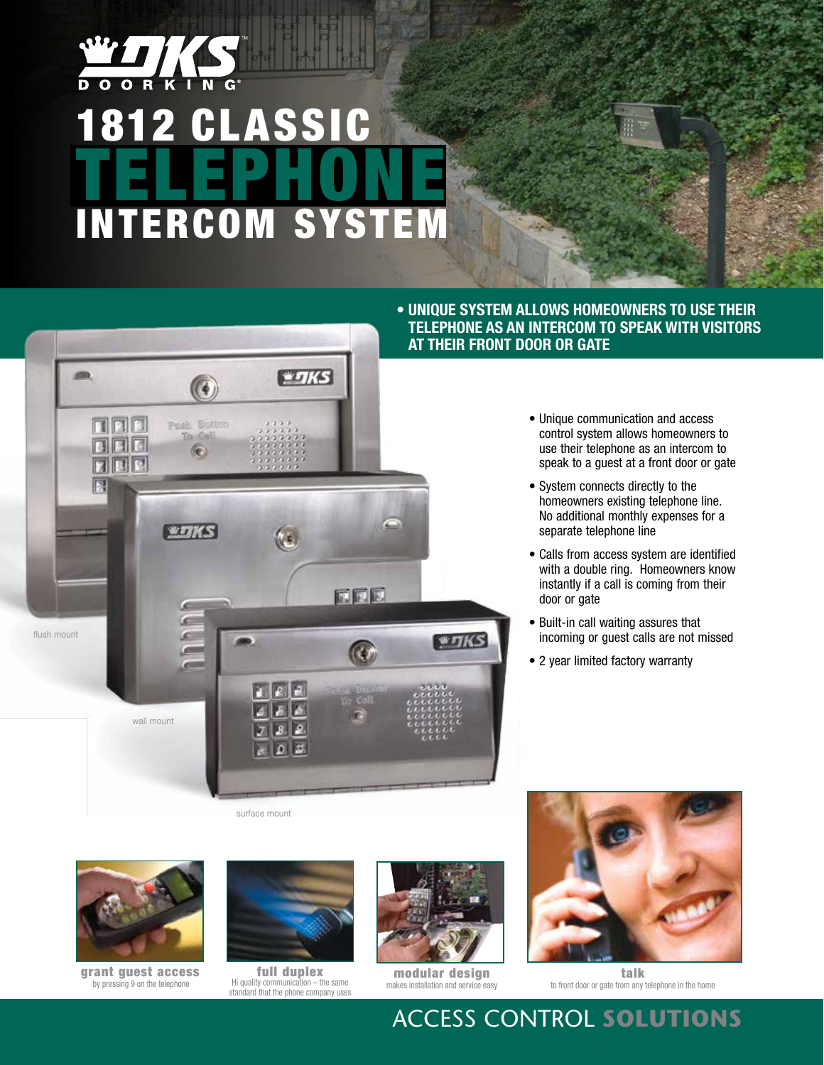# 1812 CLASSIC TELEPHONE INTERCOM SYSTEM

**• UNIQUE SYSTEM ALLOWS HOMEOWNERS TO USE THEIR TELEPHONE AS AN INTERCOM TO SPEAK WITH VISITORS AT THEIR FRONT DOOR OR GATE**

- Unique communication and access control system allows homeowners to use their telephone as an intercom to speak to a guest at a front door or gate
- System connects directly to the homeowners existing telephone line. No additional monthly expenses for a separate telephone line
- Calls from access system are identified with a double ring. Homeowners know instantly if a call is coming from their door or gate
- Built-in call waiting assures that incoming or guest calls are not missed
- 2 year limited factory warranty

flush mount

wall mount

surface mount

**grant guest access**
by pressing 9 on the telephone

**full duplex**
Hi quality communication – the same standard that the phone company uses

**modular design**
makes installation and service easy

**talk**
to front door or gate from any telephone in the home

ACCESS CONTROL **SOLUTIONS**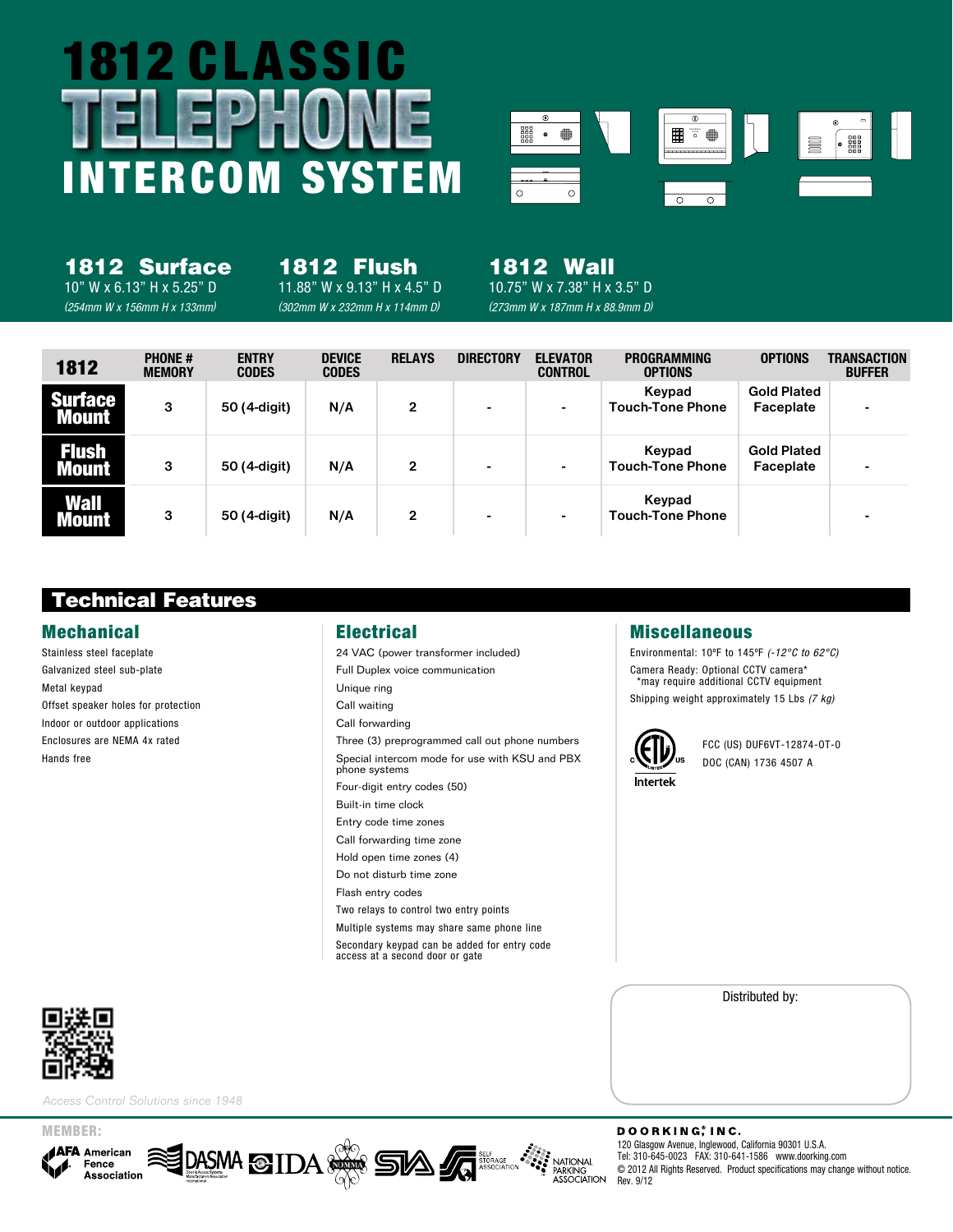# 1812 CLASSIC TELEPHONE INTERCOM SYSTEM

**1812 Surface**
10" W x 6.13" H x 5.25" D
*(254mm W x 156mm H x 133mm)*

**1812 Flush**
11.88" W x 9.13" H x 4.5" D
*(302mm W x 232mm H x 114mm D)*

**1812 Wall**
10.75" W x 7.38" H x 3.5" D
*(273mm W x 187mm H x 88.9mm D)*

| 1812 | PHONE # MEMORY | ENTRY CODES | DEVICE CODES | RELAYS | DIRECTORY | ELEVATOR CONTROL | PROGRAMMING OPTIONS | OPTIONS | TRANSACTION BUFFER |
|---|---|---|---|---|---|---|---|---|---|
| **Surface Mount** | 3 | 50 (4-digit) | N/A | 2 | - | - | Keypad Touch-Tone Phone | Gold Plated Faceplate | - |
| **Flush Mount** | 3 | 50 (4-digit) | N/A | 2 | - | - | Keypad Touch-Tone Phone | Gold Plated Faceplate | - |
| **Wall Mount** | 3 | 50 (4-digit) | N/A | 2 | - | - | Keypad Touch-Tone Phone | | - |

## Technical Features

### Mechanical

Stainless steel faceplate
Galvanized steel sub-plate
Metal keypad
Offset speaker holes for protection
Indoor or outdoor applications
Enclosures are NEMA 4x rated
Hands free

### Electrical

24 VAC (power transformer included)
Full Duplex voice communication
Unique ring
Call waiting
Call forwarding
Three (3) preprogrammed call out phone numbers
Special intercom mode for use with KSU and PBX phone systems
Four-digit entry codes (50)
Built-in time clock
Entry code time zones
Call forwarding time zone
Hold open time zones (4)
Do not disturb time zone
Flash entry codes
Two relays to control two entry points
Multiple systems may share same phone line
Secondary keypad can be added for entry code access at a second door or gate

### Miscellaneous

Environmental: 10°F to 145°F *(-12°C to 62°C)*
Camera Ready: Optional CCTV camera*
*may require additional CCTV equipment
Shipping weight approximately 15 Lbs *(7 kg)*

Intertek

FCC (US) DUF6VT-12874-OT-0
DOC (CAN) 1736 4507 A

Distributed by:

*Access Control Solutions since 1948*

**MEMBER:**

American Fence Association · DASMA · IDA · NOMMA · SIA · Self Storage Association · National Parking Association

**DOORKING, INC.**
120 Glasgow Avenue, Inglewood, California 90301 U.S.A.
Tel: 310-645-0023 FAX: 310-641-1586 www.doorking.com
© 2012 All Rights Reserved. Product specifications may change without notice.
Rev. 9/12